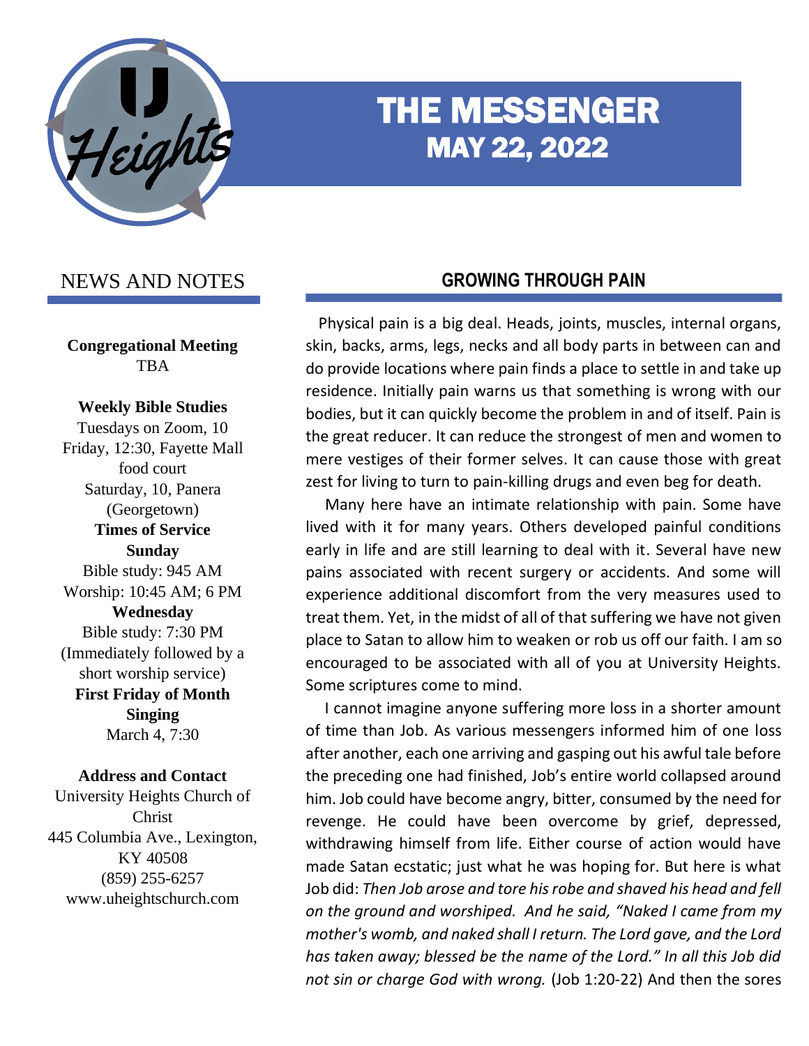# THE MESSENGER
## MAY 22, 2022

## NEWS AND NOTES

**Congregational Meeting**
TBA

**Weekly Bible Studies**
Tuesdays on Zoom, 10
Friday, 12:30, Fayette Mall food court
Saturday, 10, Panera (Georgetown)

**Times of Service**
**Sunday**
Bible study: 945 AM
Worship: 10:45 AM; 6 PM

**Wednesday**
Bible study: 7:30 PM
(Immediately followed by a short worship service)

**First Friday of Month Singing**
March 4, 7:30

**Address and Contact**
University Heights Church of Christ
445 Columbia Ave., Lexington, KY 40508
(859) 255-6257
www.uheightschurch.com

## GROWING THROUGH PAIN

Physical pain is a big deal. Heads, joints, muscles, internal organs, skin, backs, arms, legs, necks and all body parts in between can and do provide locations where pain finds a place to settle in and take up residence. Initially pain warns us that something is wrong with our bodies, but it can quickly become the problem in and of itself. Pain is the great reducer. It can reduce the strongest of men and women to mere vestiges of their former selves. It can cause those with great zest for living to turn to pain-killing drugs and even beg for death.

Many here have an intimate relationship with pain. Some have lived with it for many years. Others developed painful conditions early in life and are still learning to deal with it. Several have new pains associated with recent surgery or accidents. And some will experience additional discomfort from the very measures used to treat them. Yet, in the midst of all of that suffering we have not given place to Satan to allow him to weaken or rob us off our faith. I am so encouraged to be associated with all of you at University Heights. Some scriptures come to mind.

I cannot imagine anyone suffering more loss in a shorter amount of time than Job. As various messengers informed him of one loss after another, each one arriving and gasping out his awful tale before the preceding one had finished, Job's entire world collapsed around him. Job could have become angry, bitter, consumed by the need for revenge. He could have been overcome by grief, depressed, withdrawing himself from life. Either course of action would have made Satan ecstatic; just what he was hoping for. But here is what Job did: *Then Job arose and tore his robe and shaved his head and fell on the ground and worshiped. And he said, "Naked I came from my mother's womb, and naked shall I return. The Lord gave, and the Lord has taken away; blessed be the name of the Lord." In all this Job did not sin or charge God with wrong.* (Job 1:20-22) And then the sores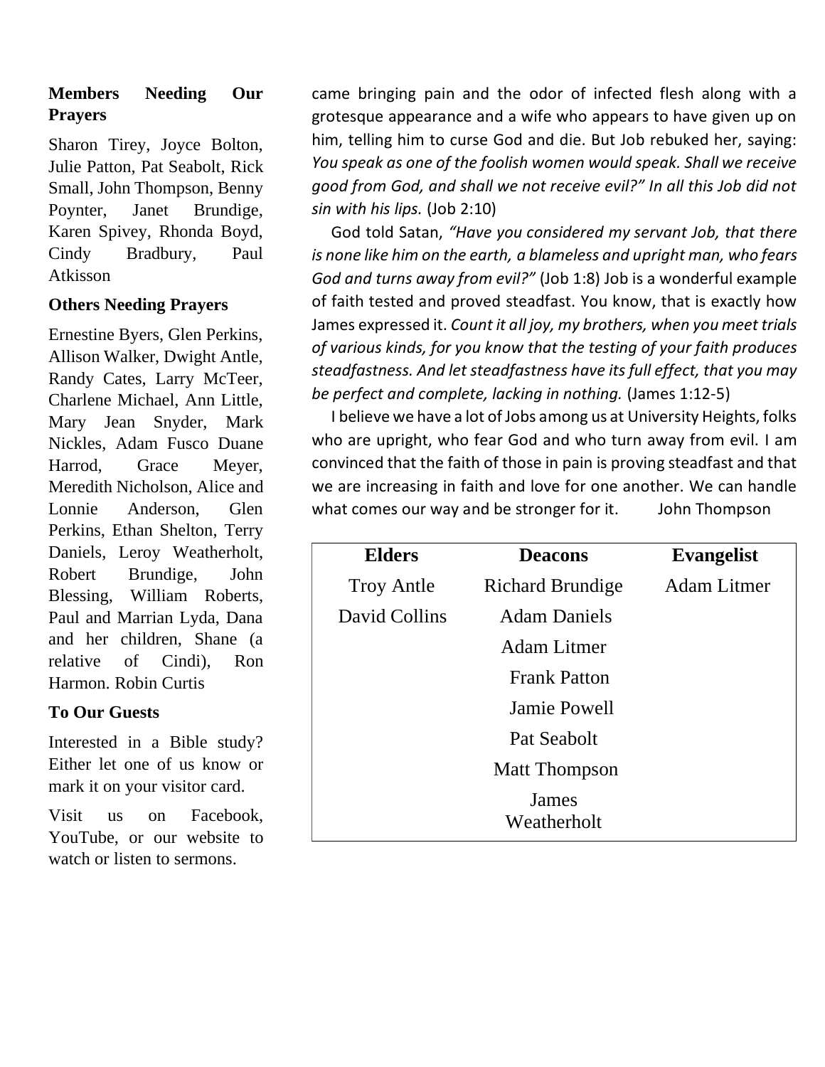### Members Needing Our Prayers

Sharon Tirey, Joyce Bolton, Julie Patton, Pat Seabolt, Rick Small, John Thompson, Benny Poynter, Janet Brundige, Karen Spivey, Rhonda Boyd, Cindy Bradbury, Paul Atkisson

### Others Needing Prayers

Ernestine Byers, Glen Perkins, Allison Walker, Dwight Antle, Randy Cates, Larry McTeer, Charlene Michael, Ann Little, Mary Jean Snyder, Mark Nickles, Adam Fusco Duane Harrod, Grace Meyer, Meredith Nicholson, Alice and Lonnie Anderson, Glen Perkins, Ethan Shelton, Terry Daniels, Leroy Weatherholt, Robert Brundige, John Blessing, William Roberts, Paul and Marrian Lyda, Dana and her children, Shane (a relative of Cindi), Ron Harmon. Robin Curtis

### To Our Guests

Interested in a Bible study? Either let one of us know or mark it on your visitor card.

Visit us on Facebook, YouTube, or our website to watch or listen to sermons.

came bringing pain and the odor of infected flesh along with a grotesque appearance and a wife who appears to have given up on him, telling him to curse God and die. But Job rebuked her, saying: *You speak as one of the foolish women would speak. Shall we receive good from God, and shall we not receive evil?" In all this Job did not sin with his lips.* (Job 2:10)

God told Satan, *"Have you considered my servant Job, that there is none like him on the earth, a blameless and upright man, who fears God and turns away from evil?"* (Job 1:8) Job is a wonderful example of faith tested and proved steadfast. You know, that is exactly how James expressed it. *Count it all joy, my brothers, when you meet trials of various kinds, for you know that the testing of your faith produces steadfastness. And let steadfastness have its full effect, that you may be perfect and complete, lacking in nothing.* (James 1:12-5)

I believe we have a lot of Jobs among us at University Heights, folks who are upright, who fear God and who turn away from evil. I am convinced that the faith of those in pain is proving steadfast and that we are increasing in faith and love for one another. We can handle what comes our way and be stronger for it. John Thompson

| Elders | Deacons | Evangelist |
|---|---|---|
| Troy Antle | Richard Brundige | Adam Litmer |
| David Collins | Adam Daniels | |
| | Adam Litmer | |
| | Frank Patton | |
| | Jamie Powell | |
| | Pat Seabolt | |
| | Matt Thompson | |
| | James Weatherholt | |